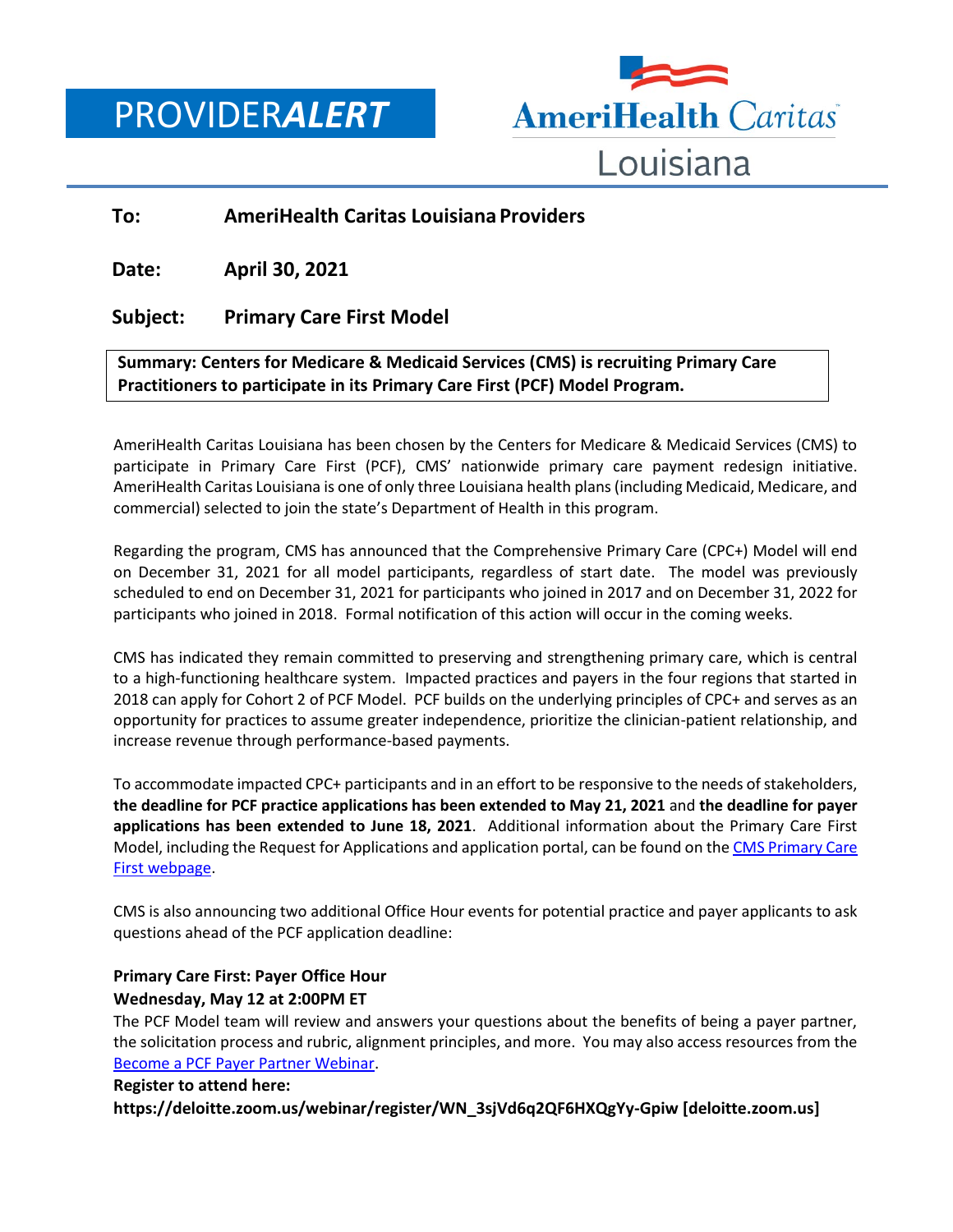PROVIDER***ALERT***

AmeriHealth Caritas Louisiana

**To:** **AmeriHealth Caritas Louisiana Providers**

**Date:** **April 30, 2021**

**Subject:** **Primary Care First Model**

**Summary: Centers for Medicare & Medicaid Services (CMS) is recruiting Primary Care Practitioners to participate in its Primary Care First (PCF) Model Program.**

AmeriHealth Caritas Louisiana has been chosen by the Centers for Medicare & Medicaid Services (CMS) to participate in Primary Care First (PCF), CMS' nationwide primary care payment redesign initiative. AmeriHealth Caritas Louisiana is one of only three Louisiana health plans (including Medicaid, Medicare, and commercial) selected to join the state's Department of Health in this program.

Regarding the program, CMS has announced that the Comprehensive Primary Care (CPC+) Model will end on December 31, 2021 for all model participants, regardless of start date. The model was previously scheduled to end on December 31, 2021 for participants who joined in 2017 and on December 31, 2022 for participants who joined in 2018. Formal notification of this action will occur in the coming weeks.

CMS has indicated they remain committed to preserving and strengthening primary care, which is central to a high-functioning healthcare system. Impacted practices and payers in the four regions that started in 2018 can apply for Cohort 2 of PCF Model. PCF builds on the underlying principles of CPC+ and serves as an opportunity for practices to assume greater independence, prioritize the clinician-patient relationship, and increase revenue through performance-based payments.

To accommodate impacted CPC+ participants and in an effort to be responsive to the needs of stakeholders, **the deadline for PCF practice applications has been extended to May 21, 2021** and **the deadline for payer applications has been extended to June 18, 2021**. Additional information about the Primary Care First Model, including the Request for Applications and application portal, can be found on the CMS Primary Care First webpage.

CMS is also announcing two additional Office Hour events for potential practice and payer applicants to ask questions ahead of the PCF application deadline:

**Primary Care First: Payer Office Hour**
**Wednesday, May 12 at 2:00PM ET**

The PCF Model team will review and answers your questions about the benefits of being a payer partner, the solicitation process and rubric, alignment principles, and more. You may also access resources from the Become a PCF Payer Partner Webinar.

**Register to attend here:**
**https://deloitte.zoom.us/webinar/register/WN_3sjVd6q2QF6HXQgYy-Gpiw [deloitte.zoom.us]**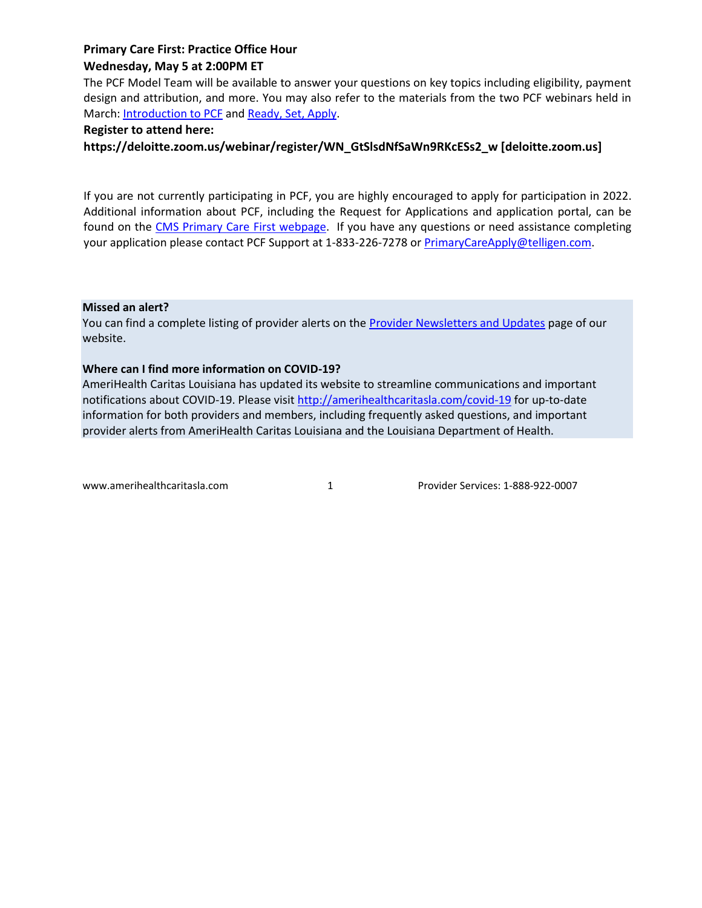**Primary Care First: Practice Office Hour**
**Wednesday, May 5 at 2:00PM ET**

The PCF Model Team will be available to answer your questions on key topics including eligibility, payment design and attribution, and more. You may also refer to the materials from the two PCF webinars held in March: Introduction to PCF and Ready, Set, Apply.

**Register to attend here:**
**https://deloitte.zoom.us/webinar/register/WN_GtSlsdNfSaWn9RKcESs2_w [deloitte.zoom.us]**

If you are not currently participating in PCF, you are highly encouraged to apply for participation in 2022. Additional information about PCF, including the Request for Applications and application portal, can be found on the CMS Primary Care First webpage. If you have any questions or need assistance completing your application please contact PCF Support at 1-833-226-7278 or PrimaryCareApply@telligen.com.

**Missed an alert?**
You can find a complete listing of provider alerts on the Provider Newsletters and Updates page of our website.

**Where can I find more information on COVID-19?**
AmeriHealth Caritas Louisiana has updated its website to streamline communications and important notifications about COVID-19. Please visit http://amerihealthcaritasla.com/covid-19 for up-to-date information for both providers and members, including frequently asked questions, and important provider alerts from AmeriHealth Caritas Louisiana and the Louisiana Department of Health.